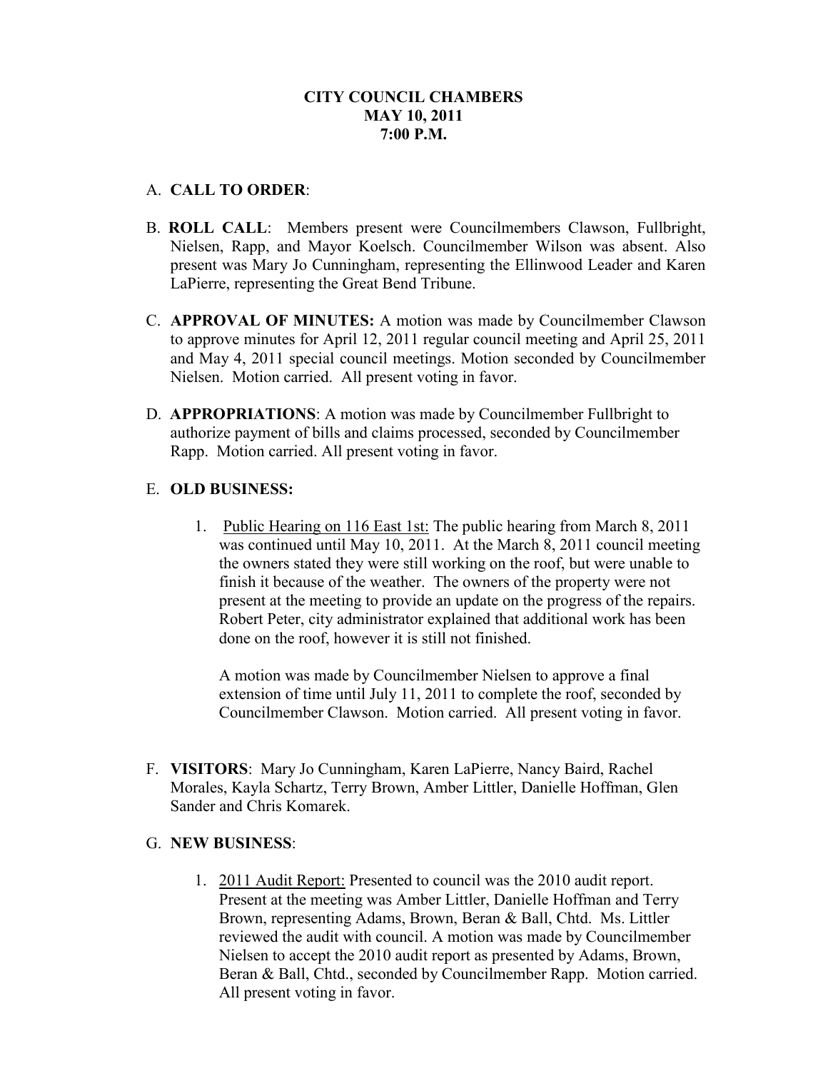**CITY COUNCIL CHAMBERS**
**MAY 10, 2011**
**7:00 P.M.**

A. **CALL TO ORDER**:

B. **ROLL CALL**: Members present were Councilmembers Clawson, Fullbright, Nielsen, Rapp, and Mayor Koelsch. Councilmember Wilson was absent. Also present was Mary Jo Cunningham, representing the Ellinwood Leader and Karen LaPierre, representing the Great Bend Tribune.

C. **APPROVAL OF MINUTES:** A motion was made by Councilmember Clawson to approve minutes for April 12, 2011 regular council meeting and April 25, 2011 and May 4, 2011 special council meetings. Motion seconded by Councilmember Nielsen. Motion carried. All present voting in favor.

D. **APPROPRIATIONS**: A motion was made by Councilmember Fullbright to authorize payment of bills and claims processed, seconded by Councilmember Rapp. Motion carried. All present voting in favor.

E. **OLD BUSINESS:**

1. Public Hearing on 116 East 1st: The public hearing from March 8, 2011 was continued until May 10, 2011. At the March 8, 2011 council meeting the owners stated they were still working on the roof, but were unable to finish it because of the weather. The owners of the property were not present at the meeting to provide an update on the progress of the repairs. Robert Peter, city administrator explained that additional work has been done on the roof, however it is still not finished.

   A motion was made by Councilmember Nielsen to approve a final extension of time until July 11, 2011 to complete the roof, seconded by Councilmember Clawson. Motion carried. All present voting in favor.

F. **VISITORS**: Mary Jo Cunningham, Karen LaPierre, Nancy Baird, Rachel Morales, Kayla Schartz, Terry Brown, Amber Littler, Danielle Hoffman, Glen Sander and Chris Komarek.

G. **NEW BUSINESS**:

1. 2011 Audit Report: Presented to council was the 2010 audit report. Present at the meeting was Amber Littler, Danielle Hoffman and Terry Brown, representing Adams, Brown, Beran & Ball, Chtd. Ms. Littler reviewed the audit with council. A motion was made by Councilmember Nielsen to accept the 2010 audit report as presented by Adams, Brown, Beran & Ball, Chtd., seconded by Councilmember Rapp. Motion carried. All present voting in favor.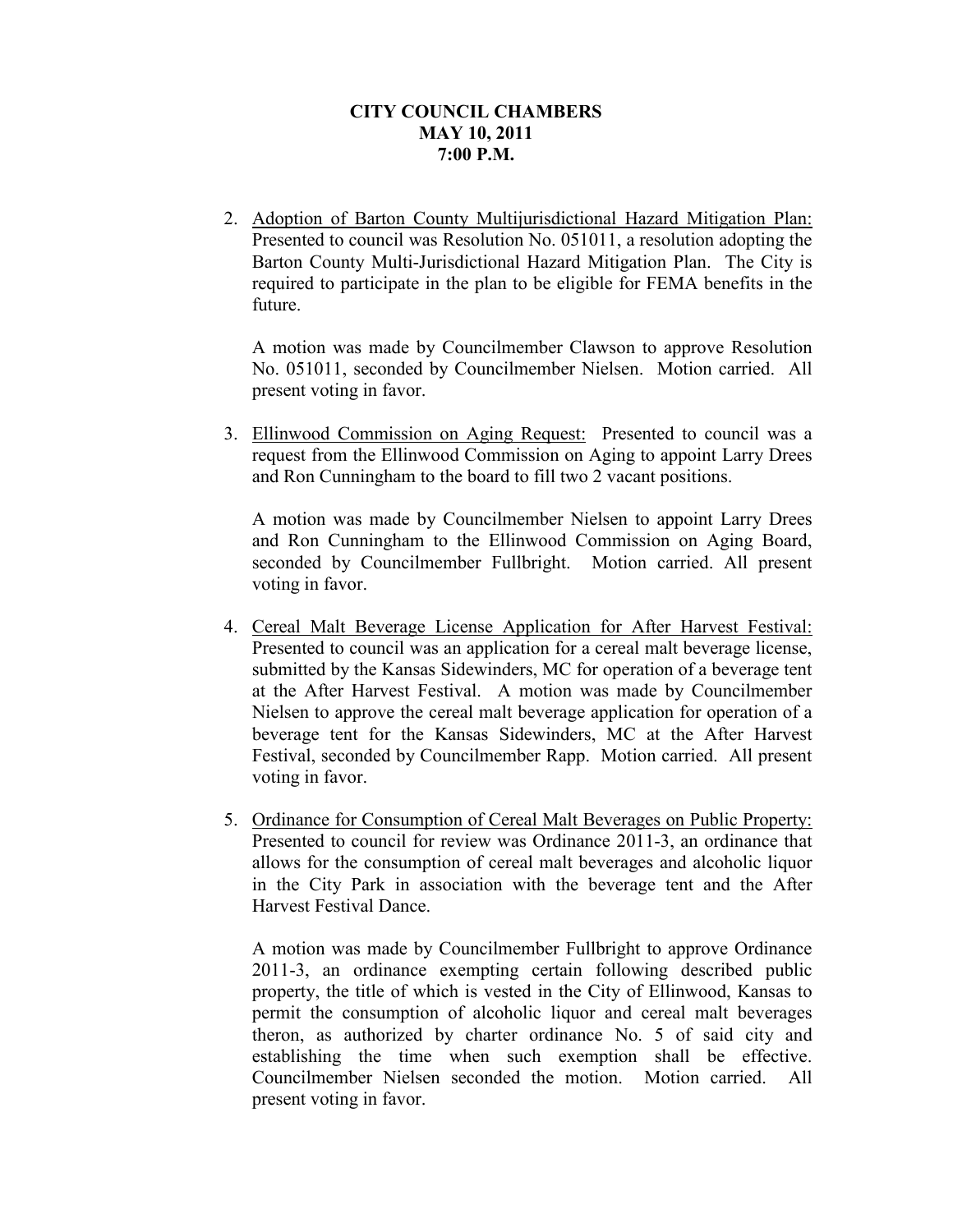**CITY COUNCIL CHAMBERS**
**MAY 10, 2011**
**7:00 P.M.**

2. Adoption of Barton County Multijurisdictional Hazard Mitigation Plan: Presented to council was Resolution No. 051011, a resolution adopting the Barton County Multi-Jurisdictional Hazard Mitigation Plan. The City is required to participate in the plan to be eligible for FEMA benefits in the future.

   A motion was made by Councilmember Clawson to approve Resolution No. 051011, seconded by Councilmember Nielsen. Motion carried. All present voting in favor.

3. Ellinwood Commission on Aging Request: Presented to council was a request from the Ellinwood Commission on Aging to appoint Larry Drees and Ron Cunningham to the board to fill two 2 vacant positions.

   A motion was made by Councilmember Nielsen to appoint Larry Drees and Ron Cunningham to the Ellinwood Commission on Aging Board, seconded by Councilmember Fullbright. Motion carried. All present voting in favor.

4. Cereal Malt Beverage License Application for After Harvest Festival: Presented to council was an application for a cereal malt beverage license, submitted by the Kansas Sidewinders, MC for operation of a beverage tent at the After Harvest Festival. A motion was made by Councilmember Nielsen to approve the cereal malt beverage application for operation of a beverage tent for the Kansas Sidewinders, MC at the After Harvest Festival, seconded by Councilmember Rapp. Motion carried. All present voting in favor.

5. Ordinance for Consumption of Cereal Malt Beverages on Public Property: Presented to council for review was Ordinance 2011-3, an ordinance that allows for the consumption of cereal malt beverages and alcoholic liquor in the City Park in association with the beverage tent and the After Harvest Festival Dance.

   A motion was made by Councilmember Fullbright to approve Ordinance 2011-3, an ordinance exempting certain following described public property, the title of which is vested in the City of Ellinwood, Kansas to permit the consumption of alcoholic liquor and cereal malt beverages theron, as authorized by charter ordinance No. 5 of said city and establishing the time when such exemption shall be effective. Councilmember Nielsen seconded the motion. Motion carried. All present voting in favor.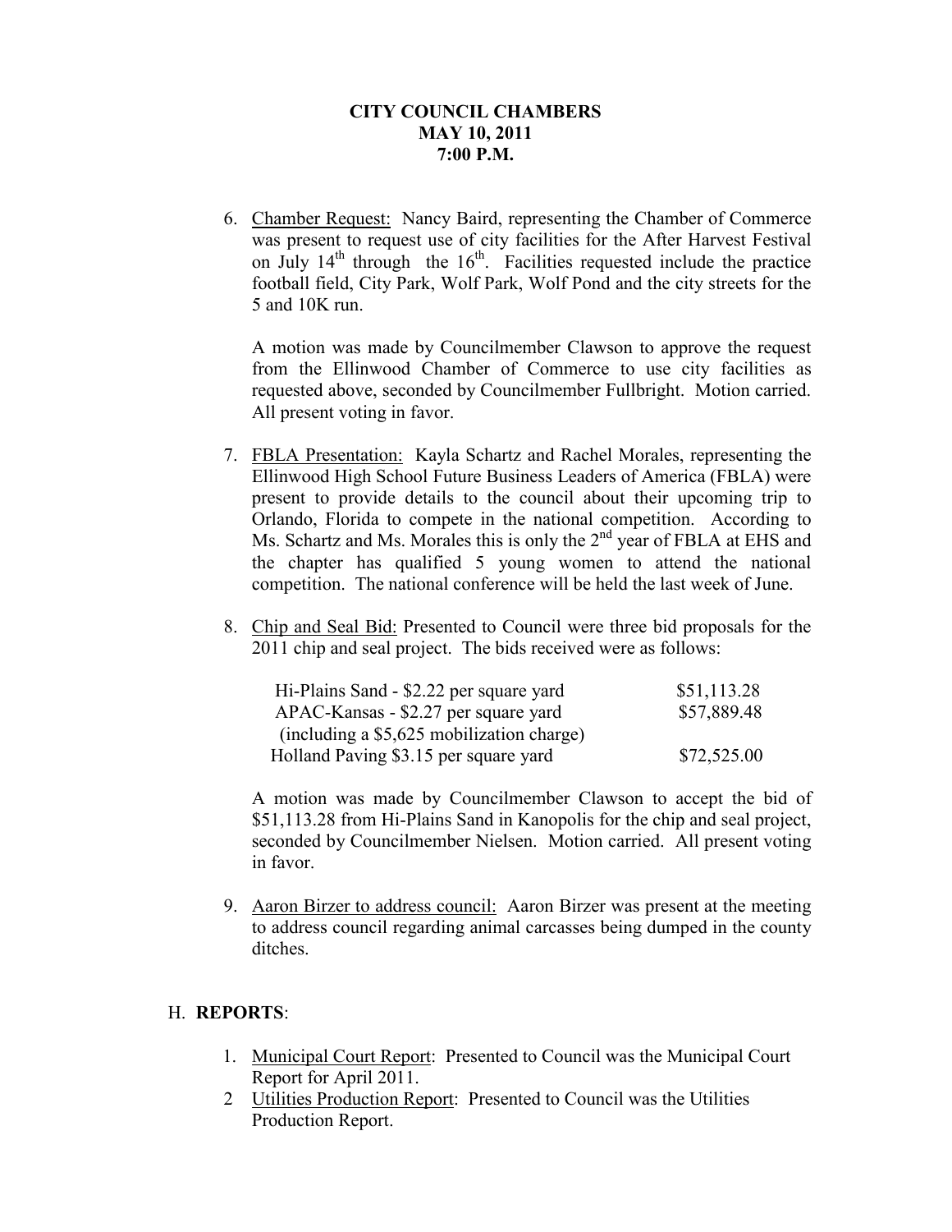**CITY COUNCIL CHAMBERS**
**MAY 10, 2011**
**7:00 P.M.**

6. Chamber Request: Nancy Baird, representing the Chamber of Commerce was present to request use of city facilities for the After Harvest Festival on July 14th through the 16th. Facilities requested include the practice football field, City Park, Wolf Park, Wolf Pond and the city streets for the 5 and 10K run.

   A motion was made by Councilmember Clawson to approve the request from the Ellinwood Chamber of Commerce to use city facilities as requested above, seconded by Councilmember Fullbright. Motion carried. All present voting in favor.

7. FBLA Presentation: Kayla Schartz and Rachel Morales, representing the Ellinwood High School Future Business Leaders of America (FBLA) were present to provide details to the council about their upcoming trip to Orlando, Florida to compete in the national competition. According to Ms. Schartz and Ms. Morales this is only the 2nd year of FBLA at EHS and the chapter has qualified 5 young women to attend the national competition. The national conference will be held the last week of June.

8. Chip and Seal Bid: Presented to Council were three bid proposals for the 2011 chip and seal project. The bids received were as follows:

   | Bidder | Amount |
   |---|---|
   | Hi-Plains Sand - $2.22 per square yard | $51,113.28 |
   | APAC-Kansas - $2.27 per square yard (including a $5,625 mobilization charge) | $57,889.48 |
   | Holland Paving $3.15 per square yard | $72,525.00 |

   A motion was made by Councilmember Clawson to accept the bid of $51,113.28 from Hi-Plains Sand in Kanopolis for the chip and seal project, seconded by Councilmember Nielsen. Motion carried. All present voting in favor.

9. Aaron Birzer to address council: Aaron Birzer was present at the meeting to address council regarding animal carcasses being dumped in the county ditches.

## H. REPORTS:

1. Municipal Court Report: Presented to Council was the Municipal Court Report for April 2011.
2. Utilities Production Report: Presented to Council was the Utilities Production Report.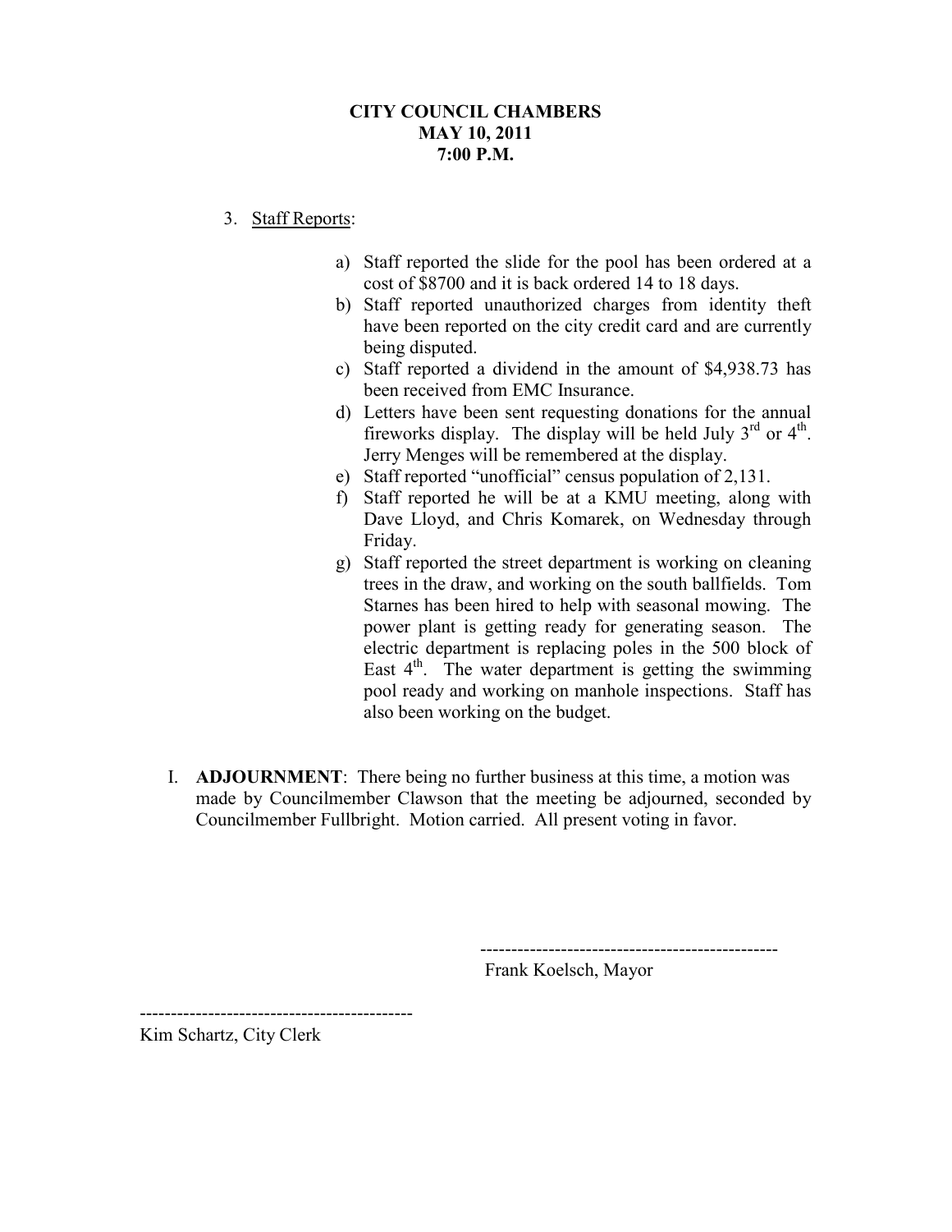**CITY COUNCIL CHAMBERS**
**MAY 10, 2011**
**7:00 P.M.**

3. Staff Reports:

   a) Staff reported the slide for the pool has been ordered at a cost of $8700 and it is back ordered 14 to 18 days.
   b) Staff reported unauthorized charges from identity theft have been reported on the city credit card and are currently being disputed.
   c) Staff reported a dividend in the amount of $4,938.73 has been received from EMC Insurance.
   d) Letters have been sent requesting donations for the annual fireworks display. The display will be held July 3rd or 4th. Jerry Menges will be remembered at the display.
   e) Staff reported "unofficial" census population of 2,131.
   f) Staff reported he will be at a KMU meeting, along with Dave Lloyd, and Chris Komarek, on Wednesday through Friday.
   g) Staff reported the street department is working on cleaning trees in the draw, and working on the south ballfields. Tom Starnes has been hired to help with seasonal mowing. The power plant is getting ready for generating season. The electric department is replacing poles in the 500 block of East 4th. The water department is getting the swimming pool ready and working on manhole inspections. Staff has also been working on the budget.

I. **ADJOURNMENT**: There being no further business at this time, a motion was made by Councilmember Clawson that the meeting be adjourned, seconded by Councilmember Fullbright. Motion carried. All present voting in favor.

------------------------------------------------
Frank Koelsch, Mayor

--------------------------------------------
Kim Schartz, City Clerk